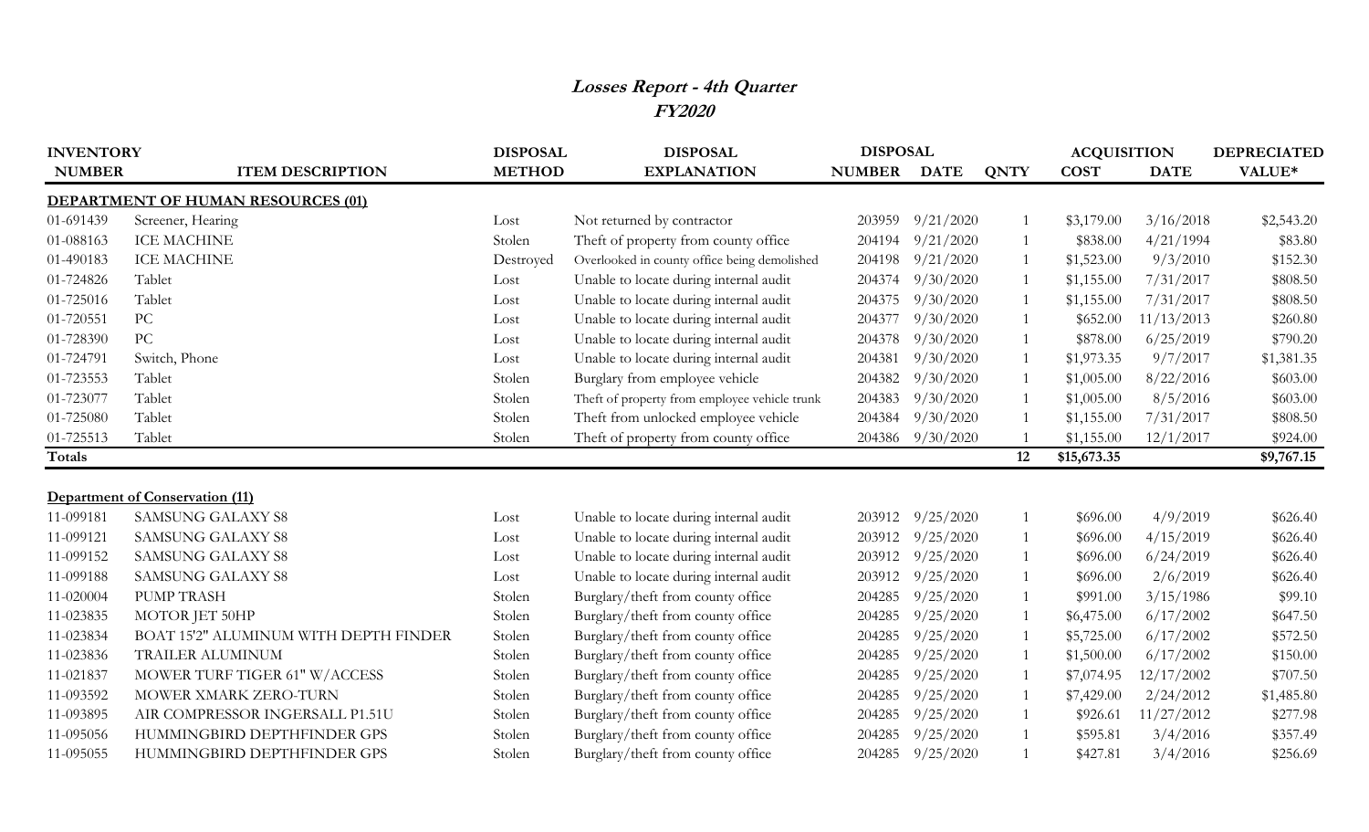# *Losses Report - 4th Quarter*
## *FY2020*

| INVENTORY NUMBER | ITEM DESCRIPTION | DISPOSAL METHOD | DISPOSAL EXPLANATION | DISPOSAL NUMBER | DISPOSAL DATE | QNTY | ACQUISITION COST | ACQUISITION DATE | DEPRECIATED VALUE* |
|---|---|---|---|---|---|---|---|---|---|
| **DEPARTMENT OF HUMAN RESOURCES (01)** | | | | | | | | | |
| 01-691439 | Screener, Hearing | Lost | Not returned by contractor | 203959 | 9/21/2020 | 1 | $3,179.00 | 3/16/2018 | $2,543.20 |
| 01-088163 | ICE MACHINE | Stolen | Theft of property from county office | 204194 | 9/21/2020 | 1 | $838.00 | 4/21/1994 | $83.80 |
| 01-490183 | ICE MACHINE | Destroyed | Overlooked in county office being demolished | 204198 | 9/21/2020 | 1 | $1,523.00 | 9/3/2010 | $152.30 |
| 01-724826 | Tablet | Lost | Unable to locate during internal audit | 204374 | 9/30/2020 | 1 | $1,155.00 | 7/31/2017 | $808.50 |
| 01-725016 | Tablet | Lost | Unable to locate during internal audit | 204375 | 9/30/2020 | 1 | $1,155.00 | 7/31/2017 | $808.50 |
| 01-720551 | PC | Lost | Unable to locate during internal audit | 204377 | 9/30/2020 | 1 | $652.00 | 11/13/2013 | $260.80 |
| 01-728390 | PC | Lost | Unable to locate during internal audit | 204378 | 9/30/2020 | 1 | $878.00 | 6/25/2019 | $790.20 |
| 01-724791 | Switch, Phone | Lost | Unable to locate during internal audit | 204381 | 9/30/2020 | 1 | $1,973.35 | 9/7/2017 | $1,381.35 |
| 01-723553 | Tablet | Stolen | Burglary from employee vehicle | 204382 | 9/30/2020 | 1 | $1,005.00 | 8/22/2016 | $603.00 |
| 01-723077 | Tablet | Stolen | Theft of property from employee vehicle trunk | 204383 | 9/30/2020 | 1 | $1,005.00 | 8/5/2016 | $603.00 |
| 01-725080 | Tablet | Stolen | Theft from unlocked employee vehicle | 204384 | 9/30/2020 | 1 | $1,155.00 | 7/31/2017 | $808.50 |
| 01-725513 | Tablet | Stolen | Theft of property from county office | 204386 | 9/30/2020 | 1 | $1,155.00 | 12/1/2017 | $924.00 |
| **Totals** | | | | | | **12** | **$15,673.35** | | **$9,767.15** |
| **Department of Conservation (11)** | | | | | | | | | |
| 11-099181 | SAMSUNG GALAXY S8 | Lost | Unable to locate during internal audit | 203912 | 9/25/2020 | 1 | $696.00 | 4/9/2019 | $626.40 |
| 11-099121 | SAMSUNG GALAXY S8 | Lost | Unable to locate during internal audit | 203912 | 9/25/2020 | 1 | $696.00 | 4/15/2019 | $626.40 |
| 11-099152 | SAMSUNG GALAXY S8 | Lost | Unable to locate during internal audit | 203912 | 9/25/2020 | 1 | $696.00 | 6/24/2019 | $626.40 |
| 11-099188 | SAMSUNG GALAXY S8 | Lost | Unable to locate during internal audit | 203912 | 9/25/2020 | 1 | $696.00 | 2/6/2019 | $626.40 |
| 11-020004 | PUMP TRASH | Stolen | Burglary/theft from county office | 204285 | 9/25/2020 | 1 | $991.00 | 3/15/1986 | $99.10 |
| 11-023835 | MOTOR JET 50HP | Stolen | Burglary/theft from county office | 204285 | 9/25/2020 | 1 | $6,475.00 | 6/17/2002 | $647.50 |
| 11-023834 | BOAT 15'2" ALUMINUM WITH DEPTH FINDER | Stolen | Burglary/theft from county office | 204285 | 9/25/2020 | 1 | $5,725.00 | 6/17/2002 | $572.50 |
| 11-023836 | TRAILER ALUMINUM | Stolen | Burglary/theft from county office | 204285 | 9/25/2020 | 1 | $1,500.00 | 6/17/2002 | $150.00 |
| 11-021837 | MOWER TURF TIGER 61" W/ACCESS | Stolen | Burglary/theft from county office | 204285 | 9/25/2020 | 1 | $7,074.95 | 12/17/2002 | $707.50 |
| 11-093592 | MOWER XMARK ZERO-TURN | Stolen | Burglary/theft from county office | 204285 | 9/25/2020 | 1 | $7,429.00 | 2/24/2012 | $1,485.80 |
| 11-093895 | AIR COMPRESSOR INGERSALL P1.51U | Stolen | Burglary/theft from county office | 204285 | 9/25/2020 | 1 | $926.61 | 11/27/2012 | $277.98 |
| 11-095056 | HUMMINGBIRD DEPTHFINDER GPS | Stolen | Burglary/theft from county office | 204285 | 9/25/2020 | 1 | $595.81 | 3/4/2016 | $357.49 |
| 11-095055 | HUMMINGBIRD DEPTHFINDER GPS | Stolen | Burglary/theft from county office | 204285 | 9/25/2020 | 1 | $427.81 | 3/4/2016 | $256.69 |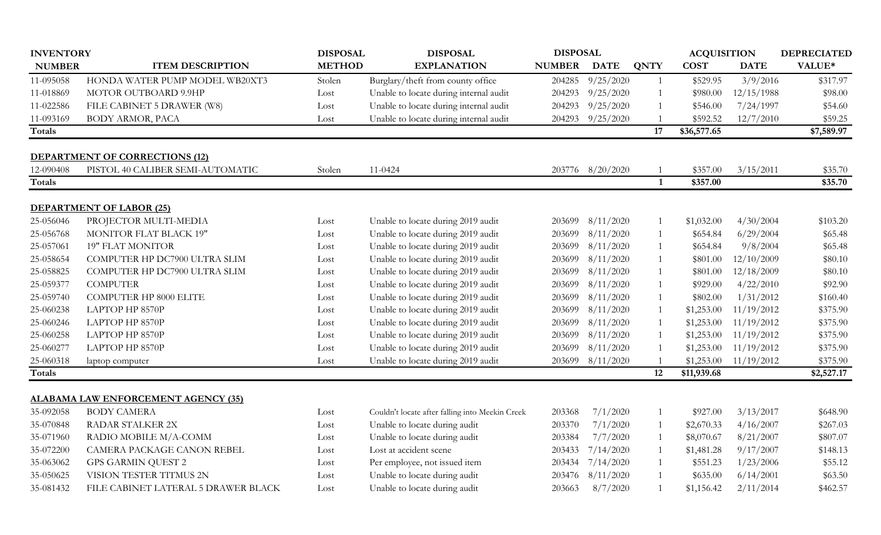| INVENTORY NUMBER | ITEM DESCRIPTION | DISPOSAL METHOD | DISPOSAL EXPLANATION | DISPOSAL NUMBER | DISPOSAL DATE | QNTY | ACQUISITION COST | ACQUISITION DATE | DEPRECIATED VALUE* |
|---|---|---|---|---|---|---|---|---|---|
| 11-095058 | HONDA WATER PUMP MODEL WB20XT3 | Stolen | Burglary/theft from county office | 204285 | 9/25/2020 | 1 | $529.95 | 3/9/2016 | $317.97 |
| 11-018869 | MOTOR OUTBOARD 9.9HP | Lost | Unable to locate during internal audit | 204293 | 9/25/2020 | 1 | $980.00 | 12/15/1988 | $98.00 |
| 11-022586 | FILE CABINET 5 DRAWER (W8) | Lost | Unable to locate during internal audit | 204293 | 9/25/2020 | 1 | $546.00 | 7/24/1997 | $54.60 |
| 11-093169 | BODY ARMOR, PACA | Lost | Unable to locate during internal audit | 204293 | 9/25/2020 | 1 | $592.52 | 12/7/2010 | $59.25 |
| **Totals** | | | | | | **17** | **$36,577.65** | | **$7,589.97** |
| | | | | | | | | | |
| **DEPARTMENT OF CORRECTIONS (12)** | | | | | | | | | |
| 12-090408 | PISTOL 40 CALIBER SEMI-AUTOMATIC | Stolen | 11-0424 | 203776 | 8/20/2020 | 1 | $357.00 | 3/15/2011 | $35.70 |
| **Totals** | | | | | | **1** | **$357.00** | | **$35.70** |
| | | | | | | | | | |
| **DEPARTMENT OF LABOR (25)** | | | | | | | | | |
| 25-056046 | PROJECTOR MULTI-MEDIA | Lost | Unable to locate during 2019 audit | 203699 | 8/11/2020 | 1 | $1,032.00 | 4/30/2004 | $103.20 |
| 25-056768 | MONITOR FLAT BLACK 19" | Lost | Unable to locate during 2019 audit | 203699 | 8/11/2020 | 1 | $654.84 | 6/29/2004 | $65.48 |
| 25-057061 | 19" FLAT MONITOR | Lost | Unable to locate during 2019 audit | 203699 | 8/11/2020 | 1 | $654.84 | 9/8/2004 | $65.48 |
| 25-058654 | COMPUTER HP DC7900 ULTRA SLIM | Lost | Unable to locate during 2019 audit | 203699 | 8/11/2020 | 1 | $801.00 | 12/10/2009 | $80.10 |
| 25-058825 | COMPUTER HP DC7900 ULTRA SLIM | Lost | Unable to locate during 2019 audit | 203699 | 8/11/2020 | 1 | $801.00 | 12/18/2009 | $80.10 |
| 25-059377 | COMPUTER | Lost | Unable to locate during 2019 audit | 203699 | 8/11/2020 | 1 | $929.00 | 4/22/2010 | $92.90 |
| 25-059740 | COMPUTER HP 8000 ELITE | Lost | Unable to locate during 2019 audit | 203699 | 8/11/2020 | 1 | $802.00 | 1/31/2012 | $160.40 |
| 25-060238 | LAPTOP HP 8570P | Lost | Unable to locate during 2019 audit | 203699 | 8/11/2020 | 1 | $1,253.00 | 11/19/2012 | $375.90 |
| 25-060246 | LAPTOP HP 8570P | Lost | Unable to locate during 2019 audit | 203699 | 8/11/2020 | 1 | $1,253.00 | 11/19/2012 | $375.90 |
| 25-060258 | LAPTOP HP 8570P | Lost | Unable to locate during 2019 audit | 203699 | 8/11/2020 | 1 | $1,253.00 | 11/19/2012 | $375.90 |
| 25-060277 | LAPTOP HP 8570P | Lost | Unable to locate during 2019 audit | 203699 | 8/11/2020 | 1 | $1,253.00 | 11/19/2012 | $375.90 |
| 25-060318 | laptop computer | Lost | Unable to locate during 2019 audit | 203699 | 8/11/2020 | 1 | $1,253.00 | 11/19/2012 | $375.90 |
| **Totals** | | | | | | **12** | **$11,939.68** | | **$2,527.17** |
| | | | | | | | | | |
| **ALABAMA LAW ENFORCEMENT AGENCY (35)** | | | | | | | | | |
| 35-092058 | BODY CAMERA | Lost | Couldn't locate after falling into Meekin Creek | 203368 | 7/1/2020 | 1 | $927.00 | 3/13/2017 | $648.90 |
| 35-070848 | RADAR STALKER 2X | Lost | Unable to locate during audit | 203370 | 7/1/2020 | 1 | $2,670.33 | 4/16/2007 | $267.03 |
| 35-071960 | RADIO MOBILE M/A-COMM | Lost | Unable to locate during audit | 203384 | 7/7/2020 | 1 | $8,070.67 | 8/21/2007 | $807.07 |
| 35-072200 | CAMERA PACKAGE CANON REBEL | Lost | Lost at accident scene | 203433 | 7/14/2020 | 1 | $1,481.28 | 9/17/2007 | $148.13 |
| 35-063062 | GPS GARMIN QUEST 2 | Lost | Per employee, not issued item | 203434 | 7/14/2020 | 1 | $551.23 | 1/23/2006 | $55.12 |
| 35-050625 | VISION TESTER TITMUS 2N | Lost | Unable to locate during audit | 203476 | 8/11/2020 | 1 | $635.00 | 6/14/2001 | $63.50 |
| 35-081432 | FILE CABINET LATERAL 5 DRAWER BLACK | Lost | Unable to locate during audit | 203663 | 8/7/2020 | 1 | $1,156.42 | 2/11/2014 | $462.57 |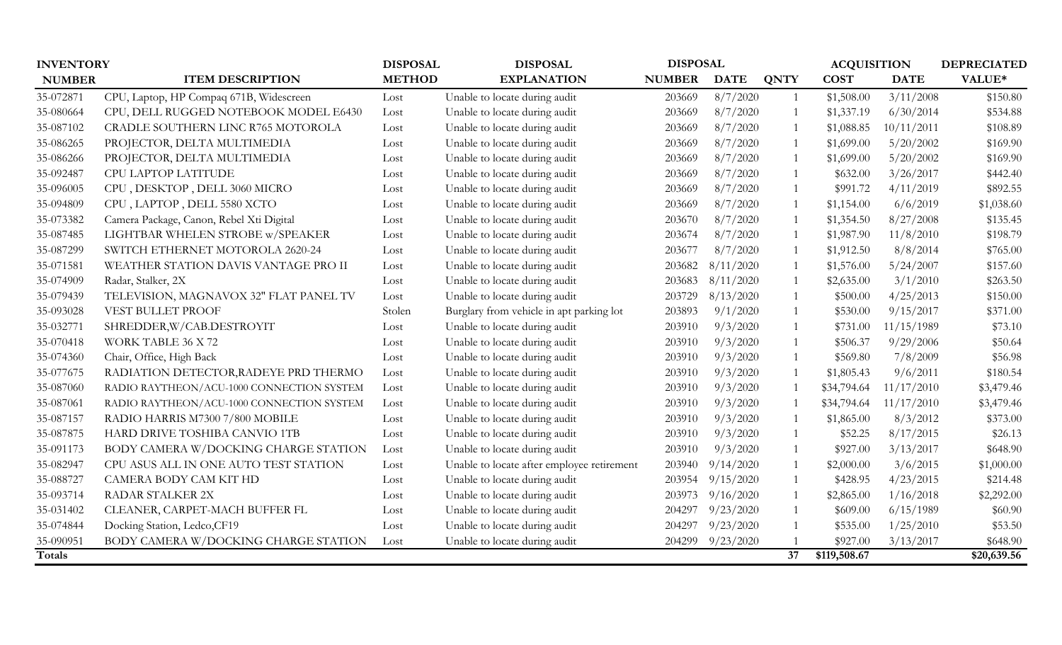| INVENTORY NUMBER | ITEM DESCRIPTION | DISPOSAL METHOD | DISPOSAL EXPLANATION | DISPOSAL NUMBER | DISPOSAL DATE | QNTY | ACQUISITION COST | ACQUISITION DATE | DEPRECIATED VALUE* |
|---|---|---|---|---|---|---|---|---|---|
| 35-072871 | CPU, Laptop, HP Compaq 671B, Widescreen | Lost | Unable to locate during audit | 203669 | 8/7/2020 | 1 | $1,508.00 | 3/11/2008 | $150.80 |
| 35-080664 | CPU, DELL RUGGED NOTEBOOK MODEL E6430 | Lost | Unable to locate during audit | 203669 | 8/7/2020 | 1 | $1,337.19 | 6/30/2014 | $534.88 |
| 35-087102 | CRADLE SOUTHERN LINC R765 MOTOROLA | Lost | Unable to locate during audit | 203669 | 8/7/2020 | 1 | $1,088.85 | 10/11/2011 | $108.89 |
| 35-086265 | PROJECTOR, DELTA MULTIMEDIA | Lost | Unable to locate during audit | 203669 | 8/7/2020 | 1 | $1,699.00 | 5/20/2002 | $169.90 |
| 35-086266 | PROJECTOR, DELTA MULTIMEDIA | Lost | Unable to locate during audit | 203669 | 8/7/2020 | 1 | $1,699.00 | 5/20/2002 | $169.90 |
| 35-092487 | CPU LAPTOP LATITUDE | Lost | Unable to locate during audit | 203669 | 8/7/2020 | 1 | $632.00 | 3/26/2017 | $442.40 |
| 35-096005 | CPU , DESKTOP , DELL 3060 MICRO | Lost | Unable to locate during audit | 203669 | 8/7/2020 | 1 | $991.72 | 4/11/2019 | $892.55 |
| 35-094809 | CPU , LAPTOP , DELL 5580 XCTO | Lost | Unable to locate during audit | 203669 | 8/7/2020 | 1 | $1,154.00 | 6/6/2019 | $1,038.60 |
| 35-073382 | Camera Package, Canon, Rebel Xti Digital | Lost | Unable to locate during audit | 203670 | 8/7/2020 | 1 | $1,354.50 | 8/27/2008 | $135.45 |
| 35-087485 | LIGHTBAR WHELEN STROBE w/SPEAKER | Lost | Unable to locate during audit | 203674 | 8/7/2020 | 1 | $1,987.90 | 11/8/2010 | $198.79 |
| 35-087299 | SWITCH ETHERNET MOTOROLA 2620-24 | Lost | Unable to locate during audit | 203677 | 8/7/2020 | 1 | $1,912.50 | 8/8/2014 | $765.00 |
| 35-071581 | WEATHER STATION DAVIS VANTAGE PRO II | Lost | Unable to locate during audit | 203682 | 8/11/2020 | 1 | $1,576.00 | 5/24/2007 | $157.60 |
| 35-074909 | Radar, Stalker, 2X | Lost | Unable to locate during audit | 203683 | 8/11/2020 | 1 | $2,635.00 | 3/1/2010 | $263.50 |
| 35-079439 | TELEVISION, MAGNAVOX 32" FLAT PANEL TV | Lost | Unable to locate during audit | 203729 | 8/13/2020 | 1 | $500.00 | 4/25/2013 | $150.00 |
| 35-093028 | VEST BULLET PROOF | Stolen | Burglary from vehicle in apt parking lot | 203893 | 9/1/2020 | 1 | $530.00 | 9/15/2017 | $371.00 |
| 35-032771 | SHREDDER,W/CAB.DESTROYIT | Lost | Unable to locate during audit | 203910 | 9/3/2020 | 1 | $731.00 | 11/15/1989 | $73.10 |
| 35-070418 | WORK TABLE 36 X 72 | Lost | Unable to locate during audit | 203910 | 9/3/2020 | 1 | $506.37 | 9/29/2006 | $50.64 |
| 35-074360 | Chair, Office, High Back | Lost | Unable to locate during audit | 203910 | 9/3/2020 | 1 | $569.80 | 7/8/2009 | $56.98 |
| 35-077675 | RADIATION DETECTOR,RADEYE PRD THERMO | Lost | Unable to locate during audit | 203910 | 9/3/2020 | 1 | $1,805.43 | 9/6/2011 | $180.54 |
| 35-087060 | RADIO RAYTHEON/ACU-1000 CONNECTION SYSTEM | Lost | Unable to locate during audit | 203910 | 9/3/2020 | 1 | $34,794.64 | 11/17/2010 | $3,479.46 |
| 35-087061 | RADIO RAYTHEON/ACU-1000 CONNECTION SYSTEM | Lost | Unable to locate during audit | 203910 | 9/3/2020 | 1 | $34,794.64 | 11/17/2010 | $3,479.46 |
| 35-087157 | RADIO HARRIS M7300 7/800 MOBILE | Lost | Unable to locate during audit | 203910 | 9/3/2020 | 1 | $1,865.00 | 8/3/2012 | $373.00 |
| 35-087875 | HARD DRIVE TOSHIBA CANVIO 1TB | Lost | Unable to locate during audit | 203910 | 9/3/2020 | 1 | $52.25 | 8/17/2015 | $26.13 |
| 35-091173 | BODY CAMERA W/DOCKING CHARGE STATION | Lost | Unable to locate during audit | 203910 | 9/3/2020 | 1 | $927.00 | 3/13/2017 | $648.90 |
| 35-082947 | CPU ASUS ALL IN ONE AUTO TEST STATION | Lost | Unable to locate after employee retirement | 203940 | 9/14/2020 | 1 | $2,000.00 | 3/6/2015 | $1,000.00 |
| 35-088727 | CAMERA BODY CAM KIT HD | Lost | Unable to locate during audit | 203954 | 9/15/2020 | 1 | $428.95 | 4/23/2015 | $214.48 |
| 35-093714 | RADAR STALKER 2X | Lost | Unable to locate during audit | 203973 | 9/16/2020 | 1 | $2,865.00 | 1/16/2018 | $2,292.00 |
| 35-031402 | CLEANER, CARPET-MACH BUFFER FL | Lost | Unable to locate during audit | 204297 | 9/23/2020 | 1 | $609.00 | 6/15/1989 | $60.90 |
| 35-074844 | Docking Station, Ledco,CF19 | Lost | Unable to locate during audit | 204297 | 9/23/2020 | 1 | $535.00 | 1/25/2010 | $53.50 |
| 35-090951 | BODY CAMERA W/DOCKING CHARGE STATION | Lost | Unable to locate during audit | 204299 | 9/23/2020 | 1 | $927.00 | 3/13/2017 | $648.90 |
| **Totals** | | | | | | **37** | **$119,508.67** | | **$20,639.56** |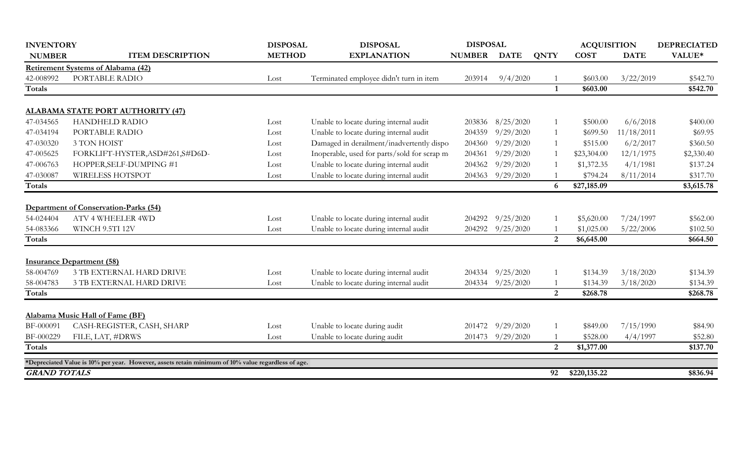| INVENTORY NUMBER | ITEM DESCRIPTION | DISPOSAL METHOD | DISPOSAL EXPLANATION | DISPOSAL NUMBER | DISPOSAL DATE | QNTY | ACQUISITION COST | ACQUISITION DATE | DEPRECIATED VALUE* |
|---|---|---|---|---|---|---|---|---|---|
| **Retirement Systems of Alabama (42)** | | | | | | | | | |
| 42-008992 | PORTABLE RADIO | Lost | Terminated employee didn't turn in item | 203914 | 9/4/2020 | 1 | $603.00 | 3/22/2019 | $542.70 |
| **Totals** | | | | | | **1** | **$603.00** | | **$542.70** |
| **ALABAMA STATE PORT AUTHORITY (47)** | | | | | | | | | |
| 47-034565 | HANDHELD RADIO | Lost | Unable to locate during internal audit | 203836 | 8/25/2020 | 1 | $500.00 | 6/6/2018 | $400.00 |
| 47-034194 | PORTABLE RADIO | Lost | Unable to locate during internal audit | 204359 | 9/29/2020 | 1 | $699.50 | 11/18/2011 | $69.95 |
| 47-030320 | 3 TON HOIST | Lost | Damaged in derailment/inadvertently dispo | 204360 | 9/29/2020 | 1 | $515.00 | 6/2/2017 | $360.50 |
| 47-005625 | FORKLIFT-HYSTER,ASD#261,S#D6D- | Lost | Inoperable, used for parts/sold for scrap m | 204361 | 9/29/2020 | 1 | $23,304.00 | 12/1/1975 | $2,330.40 |
| 47-006763 | HOPPER,SELF-DUMPING #1 | Lost | Unable to locate during internal audit | 204362 | 9/29/2020 | 1 | $1,372.35 | 4/1/1981 | $137.24 |
| 47-030087 | WIRELESS HOTSPOT | Lost | Unable to locate during internal audit | 204363 | 9/29/2020 | 1 | $794.24 | 8/11/2014 | $317.70 |
| **Totals** | | | | | | **6** | **$27,185.09** | | **$3,615.78** |
| **Department of Conservation-Parks (54)** | | | | | | | | | |
| 54-024404 | ATV 4 WHEELER 4WD | Lost | Unable to locate during internal audit | 204292 | 9/25/2020 | 1 | $5,620.00 | 7/24/1997 | $562.00 |
| 54-083366 | WINCH 9.5TI 12V | Lost | Unable to locate during internal audit | 204292 | 9/25/2020 | 1 | $1,025.00 | 5/22/2006 | $102.50 |
| **Totals** | | | | | | **2** | **$6,645.00** | | **$664.50** |
| **Insurance Department (58)** | | | | | | | | | |
| 58-004769 | 3 TB EXTERNAL HARD DRIVE | Lost | Unable to locate during internal audit | 204334 | 9/25/2020 | 1 | $134.39 | 3/18/2020 | $134.39 |
| 58-004783 | 3 TB EXTERNAL HARD DRIVE | Lost | Unable to locate during internal audit | 204334 | 9/25/2020 | 1 | $134.39 | 3/18/2020 | $134.39 |
| **Totals** | | | | | | **2** | **$268.78** | | **$268.78** |
| **Alabama Music Hall of Fame (BF)** | | | | | | | | | |
| BF-000091 | CASH-REGISTER, CASH, SHARP | Lost | Unable to locate during audit | 201472 | 9/29/2020 | 1 | $849.00 | 7/15/1990 | $84.90 |
| BF-000229 | FILE, LAT, #DRWS | Lost | Unable to locate during audit | 201473 | 9/29/2020 | 1 | $528.00 | 4/4/1997 | $52.80 |
| **Totals** | | | | | | **2** | **$1,377.00** | | **$137.70** |
| ***GRAND TOTALS*** | | | | | | **92** | **$220,135.22** | | **$836.94** |

**\*Depreciated Value is 10% per year. However, assets retain minimum of 10% value regardless of age.**